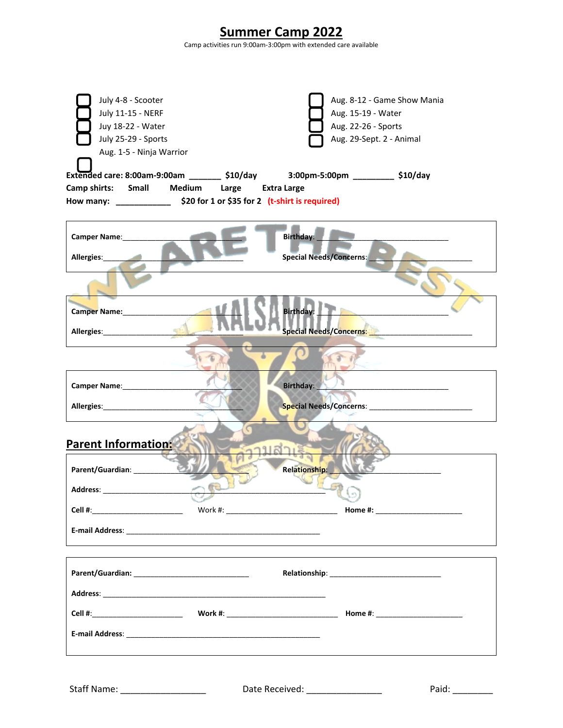# Summer Camp 2022

Camp activities run 9:00am-3:00pm with extended care available

- ☐ July 4-8 - Scooter
- ☐ July 11-15 - NERF
- ☐ Juy 18-22 - Water
- ☐ July 25-29 - Sports
- ☐ Aug. 1-5 - Ninja Warrior
- ☐ Aug. 8-12 - Game Show Mania
- ☐ Aug. 15-19 - Water
- ☐ Aug. 22-26 - Sports
- ☐ Aug. 29-Sept. 2 - Animal

**Extended care: 8:00am-9:00am _______ $10/day     3:00pm-5:00pm _________ $10/day**

**Camp shirts:   Small   Medium   Large   Extra Large**

**How many: ____________ $20 for 1 or $35 for 2 (t-shirt is required)**

**Camper Name**:______________________________ **Birthday**: ______________________________

**Allergies**:______________________________ **Special Needs/Concerns**: ______________________________

**Camper Name**:______________________________ **Birthday**: ______________________________

**Allergies**:______________________________ **Special Needs/Concerns**: ______________________________

**Camper Name**:______________________________ **Birthday**: ______________________________

**Allergies**:______________________________ **Special Needs/Concerns**: ______________________________

## Parent Information:

**Parent/Guardian**: ____________________________ **Relationship**: ____________________________

**Address**: ____________________________________________________________

**Cell #**:________________________ Work #: ____________________________ **Home #**: ______________________

**E-mail Address**: ____________________________________________________

**Parent/Guardian:** ____________________________ **Relationship**: ____________________________

**Address**: ____________________________________________________________

**Cell #**:________________________ **Work #**: ____________________________ **Home #**: ______________________

**E-mail Address**: ____________________________________________________

Staff Name: __________________ Date Received: ________________ Paid: ________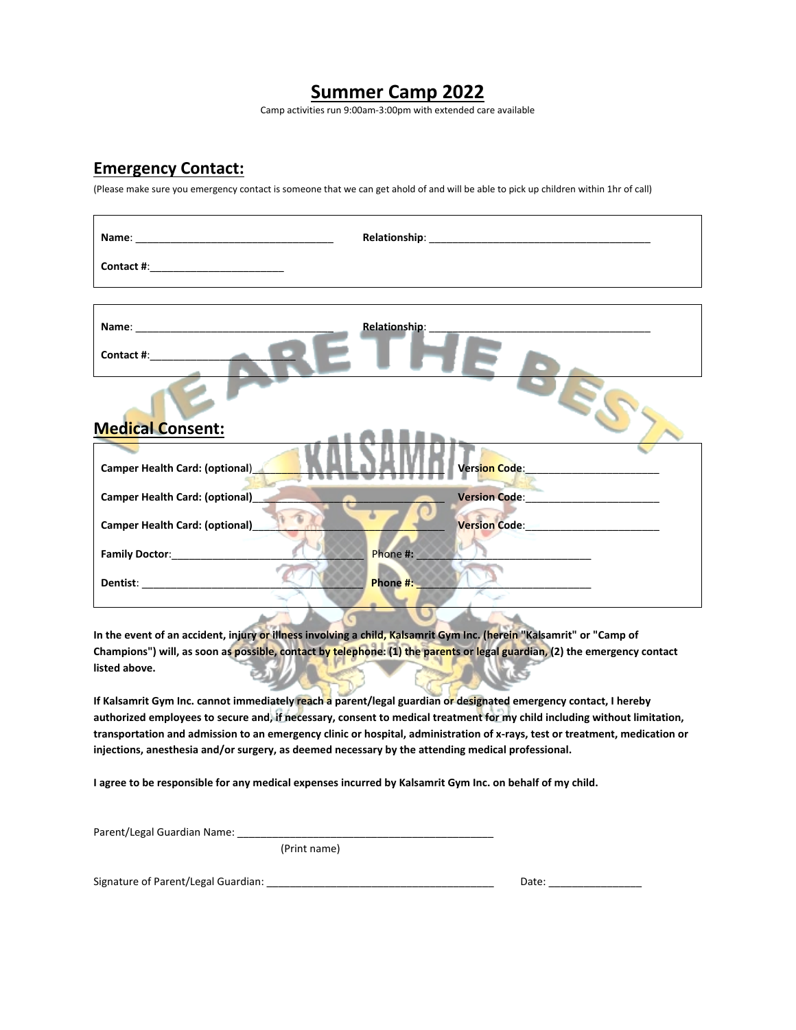# Summer Camp 2022

Camp activities run 9:00am-3:00pm with extended care available

## Emergency Contact:

(Please make sure you emergency contact is someone that we can get ahold of and will be able to pick up children within 1hr of call)

**Name**: ___________________________________ **Relationship**: ______________________________________

**Contact #**:_______________________

**Name**: ___________________________________ **Relationship**: ______________________________________

**Contact #**:_________________________

## Medical Consent:

**Camper Health Card: (optional)**______________________________ **Version Code**:______________________

**Camper Health Card: (optional)**______________________________ **Version Code**:______________________

**Camper Health Card: (optional)**______________________________ **Version Code**:______________________

**Family Doctor**:________________________________ Phone **#:** ______________________________

**Dentist**: ______________________________________ **Phone #:** ______________________________

**In the event of an accident, injury or illness involving a child, Kalsamrit Gym Inc. (herein "Kalsamrit" or "Camp of Champions") will, as soon as possible, contact by telephone: (1) the parents or legal guardian, (2) the emergency contact listed above.**

**If Kalsamrit Gym Inc. cannot immediately reach a parent/legal guardian or designated emergency contact, I hereby authorized employees to secure and, if necessary, consent to medical treatment for my child including without limitation, transportation and admission to an emergency clinic or hospital, administration of x-rays, test or treatment, medication or injections, anesthesia and/or surgery, as deemed necessary by the attending medical professional.**

**I agree to be responsible for any medical expenses incurred by Kalsamrit Gym Inc. on behalf of my child.**

Parent/Legal Guardian Name: ____________________________________________
(Print name)

Signature of Parent/Legal Guardian: _______________________________________ Date: ________________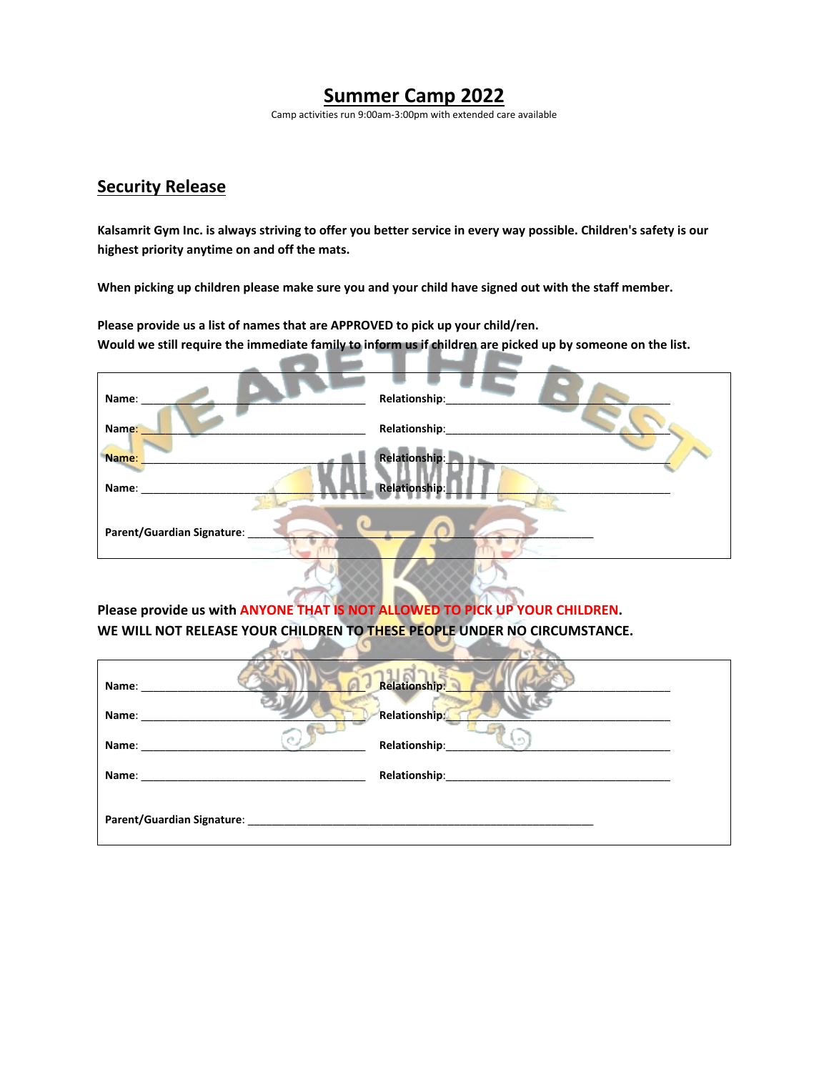# Summer Camp 2022

Camp activities run 9:00am-3:00pm with extended care available

## Security Release

**Kalsamrit Gym Inc. is always striving to offer you better service in every way possible. Children's safety is our highest priority anytime on and off the mats.**

**When picking up children please make sure you and your child have signed out with the staff member.**

**Please provide us a list of names that are APPROVED to pick up your child/ren.**
**Would we still require the immediate family to inform us if children are picked up by someone on the list.**

**Name**: ______________________________________ **Relationship**:______________________________________

**Name**: ______________________________________ **Relationship**:______________________________________

**Name**: ______________________________________ **Relationship**:______________________________________

**Name**: ______________________________________ **Relationship**:______________________________________

**Parent/Guardian Signature**: ___________________________________________________________

**Please provide us with ANYONE THAT IS NOT ALLOWED TO PICK UP YOUR CHILDREN.**
**WE WILL NOT RELEASE YOUR CHILDREN TO THESE PEOPLE UNDER NO CIRCUMSTANCE.**

**Name**: ______________________________________ **Relationship**:______________________________________

**Name**: ______________________________________ **Relationship**:______________________________________

**Name**: ______________________________________ **Relationship**:______________________________________

**Name**: ______________________________________ **Relationship**:______________________________________

**Parent/Guardian Signature**: ___________________________________________________________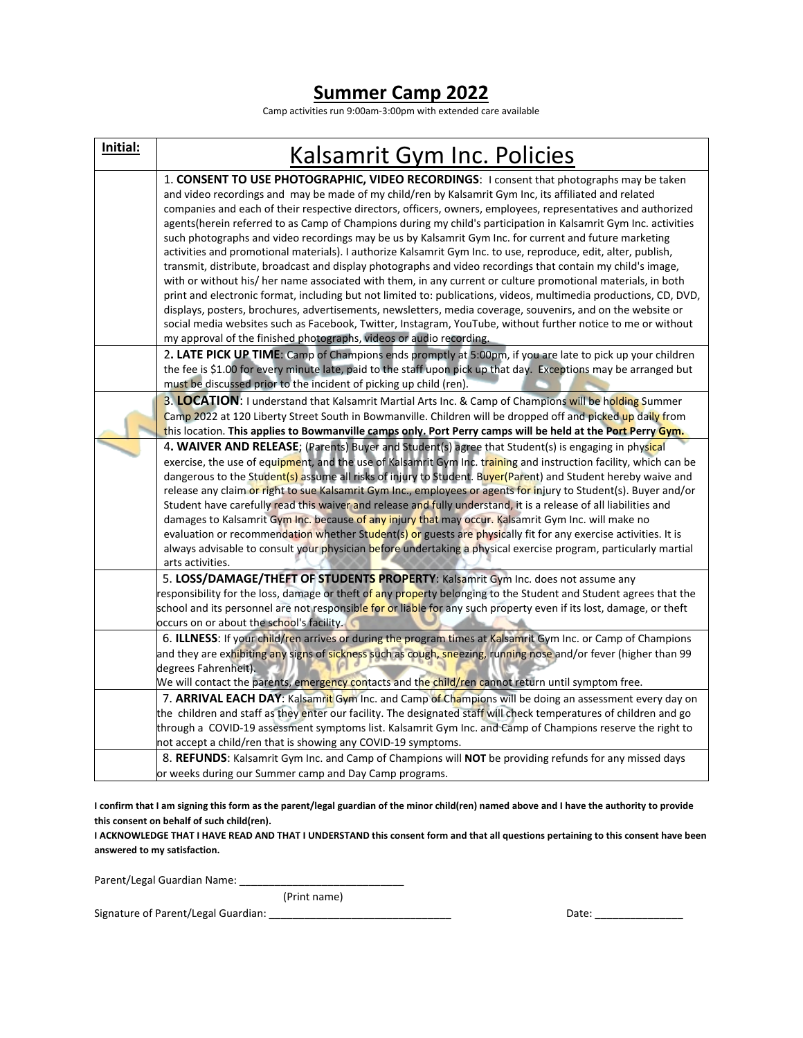# Summer Camp 2022

Camp activities run 9:00am-3:00pm with extended care available

| Initial: | Kalsamrit Gym Inc. Policies |
|---|---|
| | 1. **CONSENT TO USE PHOTOGRAPHIC, VIDEO RECORDINGS**: I consent that photographs may be taken and video recordings and may be made of my child/ren by Kalsamrit Gym Inc, its affiliated and related companies and each of their respective directors, officers, owners, employees, representatives and authorized agents(herein referred to as Camp of Champions during my child's participation in Kalsamrit Gym Inc. activities such photographs and video recordings may be us by Kalsamrit Gym Inc. for current and future marketing activities and promotional materials). I authorize Kalsamrit Gym Inc. to use, reproduce, edit, alter, publish, transmit, distribute, broadcast and display photographs and video recordings that contain my child's image, with or without his/ her name associated with them, in any current or culture promotional materials, in both print and electronic format, including but not limited to: publications, videos, multimedia productions, CD, DVD, displays, posters, brochures, advertisements, newsletters, media coverage, souvenirs, and on the website or social media websites such as Facebook, Twitter, Instagram, YouTube, without further notice to me or without my approval of the finished photographs, videos or audio recording. |
| | 2**. LATE PICK UP TIME**: Camp of Champions ends promptly at 5:00pm, if you are late to pick up your children the fee is $1.00 for every minute late, paid to the staff upon pick up that day. Exceptions may be arranged but must be discussed prior to the incident of picking up child (ren). |
| | 3. **LOCATION**: I understand that Kalsamrit Martial Arts Inc. & Camp of Champions will be holding Summer Camp 2022 at 120 Liberty Street South in Bowmanville. Children will be dropped off and picked up daily from this location. **This applies to Bowmanville camps only. Port Perry camps will be held at the Port Perry Gym.** |
| | 4**. WAIVER AND RELEASE**; (Parents) Buyer and Student(s) agree that Student(s) is engaging in physical exercise, the use of equipment, and the use of Kalsamrit Gym Inc. training and instruction facility, which can be dangerous to the Student(s) assume all risks of injury to Student. Buyer(Parent) and Student hereby waive and release any claim or right to sue Kalsamrit Gym Inc., employees or agents for injury to Student(s). Buyer and/or Student have carefully read this waiver and release and fully understand, it is a release of all liabilities and damages to Kalsamrit Gym Inc. because of any injury that may occur. Kalsamrit Gym Inc. will make no evaluation or recommendation whether Student(s) or guests are physically fit for any exercise activities. It is always advisable to consult your physician before undertaking a physical exercise program, particularly martial arts activities. |
| | 5. **LOSS/DAMAGE/THEFT OF STUDENTS PROPERTY**: Kalsamrit Gym Inc. does not assume any responsibility for the loss, damage or theft of any property belonging to the Student and Student agrees that the school and its personnel are not responsible for or liable for any such property even if its lost, damage, or theft occurs on or about the school's facility. |
| | 6. **ILLNESS**: If your child/ren arrives or during the program times at Kalsamrit Gym Inc. or Camp of Champions and they are exhibiting any signs of sickness such as cough, sneezing, running nose and/or fever (higher than 99 degrees Fahrenheit).<br>We will contact the parents, emergency contacts and the child/ren cannot return until symptom free. |
| | 7. **ARRIVAL EACH DAY**: Kalsamrit Gym Inc. and Camp of Champions will be doing an assessment every day on the children and staff as they enter our facility. The designated staff will check temperatures of children and go through a COVID-19 assessment symptoms list. Kalsamrit Gym Inc. and Camp of Champions reserve the right to not accept a child/ren that is showing any COVID-19 symptoms. |
| | 8. **REFUNDS**: Kalsamrit Gym Inc. and Camp of Champions will **NOT** be providing refunds for any missed days or weeks during our Summer camp and Day Camp programs. |

**I confirm that I am signing this form as the parent/legal guardian of the minor child(ren) named above and I have the authority to provide this consent on behalf of such child(ren).**

**I ACKNOWLEDGE THAT I HAVE READ AND THAT I UNDERSTAND this consent form and that all questions pertaining to this consent have been answered to my satisfaction.**

Parent/Legal Guardian Name: ____________________________

(Print name)

Signature of Parent/Legal Guardian: _______________________________ Date: _______________